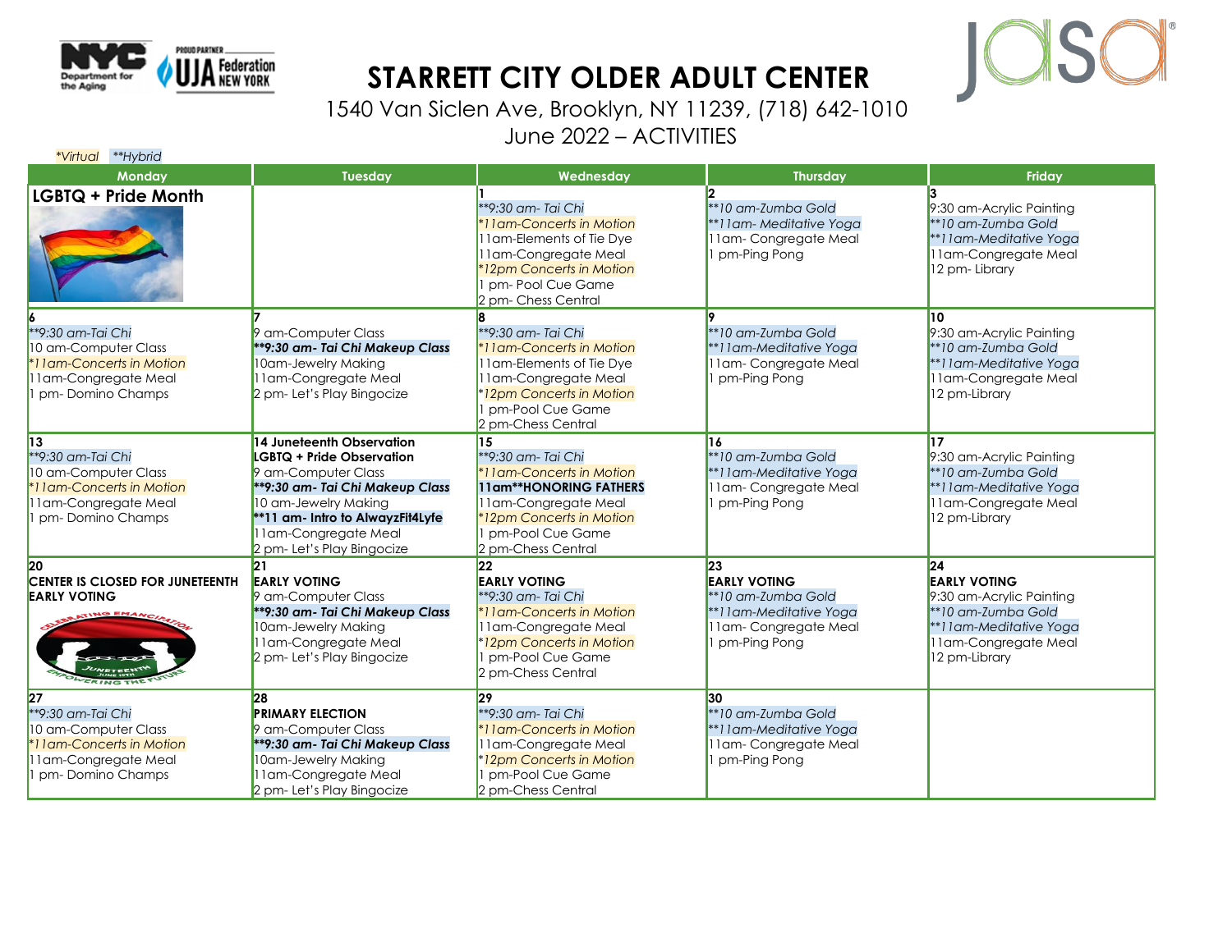# STARRETT CITY OLDER ADULT CENTER

1540 Van Siclen Ave, Brooklyn, NY 11239, (718) 642-1010

June 2022 – ACTIVITIES

*Virtual **Hybrid

| Monday | Tuesday | Wednesday | Thursday | Friday |
|---|---|---|---|---|
| **LGBTQ + Pride Month** | | 1<br>**9:30 am- Tai Chi<br>*11am-Concerts in Motion<br>11am-Elements of Tie Dye<br>11am-Congregate Meal<br>*12pm Concerts in Motion<br>1 pm- Pool Cue Game<br>2 pm- Chess Central | 2<br>**10 am-Zumba Gold<br>**11am- Meditative Yoga<br>11am- Congregate Meal<br>1 pm-Ping Pong | 3<br>9:30 am-Acrylic Painting<br>**10 am-Zumba Gold<br>**11am-Meditative Yoga<br>11am-Congregate Meal<br>12 pm- Library |
| 6<br>**9:30 am-Tai Chi<br>10 am-Computer Class<br>*11am-Concerts in Motion<br>11am-Congregate Meal<br>1 pm- Domino Champs | 7<br>9 am-Computer Class<br>**\*\*9:30 am- Tai Chi Makeup Class**<br>10am-Jewelry Making<br>11am-Congregate Meal<br>2 pm- Let's Play Bingocize | 8<br>**9:30 am- Tai Chi<br>*11am-Concerts in Motion<br>11am-Elements of Tie Dye<br>11am-Congregate Meal<br>*12pm Concerts in Motion<br>1 pm-Pool Cue Game<br>2 pm-Chess Central | 9<br>**10 am-Zumba Gold<br>**11am-Meditative Yoga<br>11am- Congregate Meal<br>1 pm-Ping Pong | 10<br>9:30 am-Acrylic Painting<br>**10 am-Zumba Gold<br>**11am-Meditative Yoga<br>11am-Congregate Meal<br>12 pm-Library |
| 13<br>**9:30 am-Tai Chi<br>10 am-Computer Class<br>*11am-Concerts in Motion<br>11am-Congregate Meal<br>1 pm- Domino Champs | 14 **Juneteenth Observation**<br>**LGBTQ + Pride Observation**<br>9 am-Computer Class<br>**\*\*9:30 am- Tai Chi Makeup Class**<br>10 am-Jewelry Making<br>**\*\*11 am- Intro to AlwayzFit4Lyfe**<br>11am-Congregate Meal<br>2 pm- Let's Play Bingocize | 15<br>**9:30 am- Tai Chi<br>*11am-Concerts in Motion<br>**11am\*\*HONORING FATHERS**<br>11am-Congregate Meal<br>*12pm Concerts in Motion<br>1 pm-Pool Cue Game<br>2 pm-Chess Central | 16<br>**10 am-Zumba Gold<br>**11am-Meditative Yoga<br>11am- Congregate Meal<br>1 pm-Ping Pong | 17<br>9:30 am-Acrylic Painting<br>**10 am-Zumba Gold<br>**11am-Meditative Yoga<br>11am-Congregate Meal<br>12 pm-Library |
| 20<br>**CENTER IS CLOSED FOR JUNETEENTH**<br>**EARLY VOTING** | 21<br>**EARLY VOTING**<br>9 am-Computer Class<br>**\*\*9:30 am- Tai Chi Makeup Class**<br>10am-Jewelry Making<br>11am-Congregate Meal<br>2 pm- Let's Play Bingocize | 22<br>**EARLY VOTING**<br>**9:30 am- Tai Chi<br>*11am-Concerts in Motion<br>11am-Congregate Meal<br>*12pm Concerts in Motion<br>1 pm-Pool Cue Game<br>2 pm-Chess Central | 23<br>**EARLY VOTING**<br>**10 am-Zumba Gold<br>**11am-Meditative Yoga<br>11am- Congregate Meal<br>1 pm-Ping Pong | 24<br>**EARLY VOTING**<br>9:30 am-Acrylic Painting<br>**10 am-Zumba Gold<br>**11am-Meditative Yoga<br>11am-Congregate Meal<br>12 pm-Library |
| 27<br>**9:30 am-Tai Chi<br>10 am-Computer Class<br>*11am-Concerts in Motion<br>11am-Congregate Meal<br>1 pm- Domino Champs | 28<br>**PRIMARY ELECTION**<br>9 am-Computer Class<br>**\*\*9:30 am- Tai Chi Makeup Class**<br>10am-Jewelry Making<br>11am-Congregate Meal<br>2 pm- Let's Play Bingocize | 29<br>**9:30 am- Tai Chi<br>*11am-Concerts in Motion<br>11am-Congregate Meal<br>*12pm Concerts in Motion<br>1 pm-Pool Cue Game<br>2 pm-Chess Central | 30<br>**10 am-Zumba Gold<br>**11am-Meditative Yoga<br>11am- Congregate Meal<br>1 pm-Ping Pong | |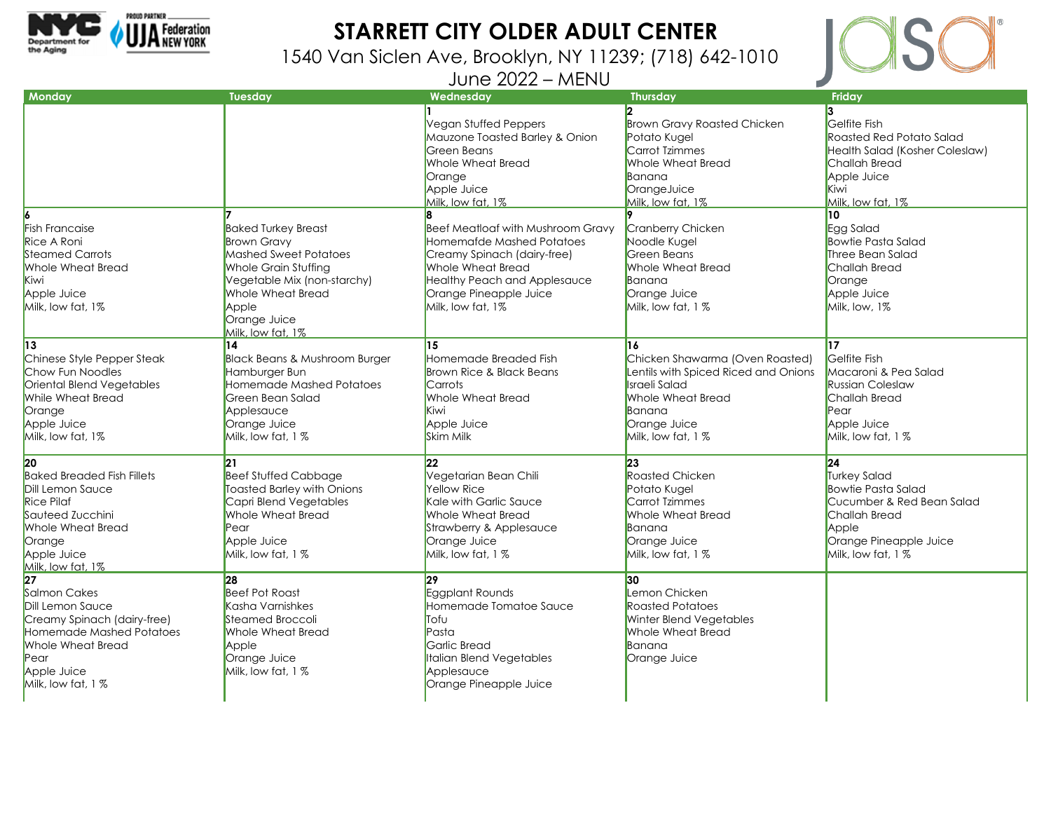# STARRETT CITY OLDER ADULT CENTER

1540 Van Siclen Ave, Brooklyn, NY 11239; (718) 642-1010

June 2022 – MENU

| Monday | Tuesday | Wednesday | Thursday | Friday |
|---|---|---|---|---|
| | | **1**<br>Vegan Stuffed Peppers<br>Mauzone Toasted Barley & Onion<br>Green Beans<br>Whole Wheat Bread<br>Orange<br>Apple Juice<br>Milk, low fat, 1% | **2**<br>Brown Gravy Roasted Chicken<br>Potato Kugel<br>Carrot Tzimmes<br>Whole Wheat Bread<br>Banana<br>OrangeJuice<br>Milk, low fat, 1% | **3**<br>Gelfite Fish<br>Roasted Red Potato Salad<br>Health Salad (Kosher Coleslaw)<br>Challah Bread<br>Apple Juice<br>Kiwi<br>Milk, low fat, 1% |
| **6**<br>Fish Francaise<br>Rice A Roni<br>Steamed Carrots<br>Whole Wheat Bread<br>Kiwi<br>Apple Juice<br>Milk, low fat, 1% | **7**<br>Baked Turkey Breast<br>Brown Gravy<br>Mashed Sweet Potatoes<br>Whole Grain Stuffing<br>Vegetable Mix (non-starchy)<br>Whole Wheat Bread<br>Apple<br>Orange Juice<br>Milk, low fat, 1% | **8**<br>Beef Meatloaf with Mushroom Gravy<br>Homemafde Mashed Potatoes<br>Creamy Spinach (dairy-free)<br>Whole Wheat Bread<br>Healthy Peach and Applesauce<br>Orange Pineapple Juice<br>Milk, low fat, 1% | **9**<br>Cranberry Chicken<br>Noodle Kugel<br>Green Beans<br>Whole Wheat Bread<br>Banana<br>Orange Juice<br>Milk, low fat, 1 % | **10**<br>Egg Salad<br>Bowtie Pasta Salad<br>Three Bean Salad<br>Challah Bread<br>Orange<br>Apple Juice<br>Milk, low, 1% |
| **13**<br>Chinese Style Pepper Steak<br>Chow Fun Noodles<br>Oriental Blend Vegetables<br>While Wheat Bread<br>Orange<br>Apple Juice<br>Milk, low fat, 1% | **14**<br>Black Beans & Mushroom Burger<br>Hamburger Bun<br>Homemade Mashed Potatoes<br>Green Bean Salad<br>Applesauce<br>Orange Juice<br>Milk, low fat, 1 % | **15**<br>Homemade Breaded Fish<br>Brown Rice & Black Beans<br>Carrots<br>Whole Wheat Bread<br>Kiwi<br>Apple Juice<br>Skim Milk | **16**<br>Chicken Shawarma (Oven Roasted)<br>Lentils with Spiced Riced and Onions<br>Israeli Salad<br>Whole Wheat Bread<br>Banana<br>Orange Juice<br>Milk, low fat, 1 % | **17**<br>Gelfite Fish<br>Macaroni & Pea Salad<br>Russian Coleslaw<br>Challah Bread<br>Pear<br>Apple Juice<br>Milk, low fat, 1 % |
| **20**<br>Baked Breaded Fish Fillets<br>Dill Lemon Sauce<br>Rice Pilaf<br>Sauteed Zucchini<br>Whole Wheat Bread<br>Orange<br>Apple Juice<br>Milk, low fat, 1% | **21**<br>Beef Stuffed Cabbage<br>Toasted Barley with Onions<br>Capri Blend Vegetables<br>Whole Wheat Bread<br>Pear<br>Apple Juice<br>Milk, low fat, 1 % | **22**<br>Vegetarian Bean Chili<br>Yellow Rice<br>Kale with Garlic Sauce<br>Whole Wheat Bread<br>Strawberry & Applesauce<br>Orange Juice<br>Milk, low fat, 1 % | **23**<br>Roasted Chicken<br>Potato Kugel<br>Carrot Tzimmes<br>Whole Wheat Bread<br>Banana<br>Orange Juice<br>Milk, low fat, 1 % | **24**<br>Turkey Salad<br>Bowtie Pasta Salad<br>Cucumber & Red Bean Salad<br>Challah Bread<br>Apple<br>Orange Pineapple Juice<br>Milk, low fat, 1 % |
| **27**<br>Salmon Cakes<br>Dill Lemon Sauce<br>Creamy Spinach (dairy-free)<br>Homemade Mashed Potatoes<br>Whole Wheat Bread<br>Pear<br>Apple Juice<br>Milk, low fat, 1 % | **28**<br>Beef Pot Roast<br>Kasha Varnishkes<br>Steamed Broccoli<br>Whole Wheat Bread<br>Apple<br>Orange Juice<br>Milk, low fat, 1 % | **29**<br>Eggplant Rounds<br>Homemade Tomatoe Sauce<br>Tofu<br>Pasta<br>Garlic Bread<br>Italian Blend Vegetables<br>Applesauce<br>Orange Pineapple Juice | **30**<br>Lemon Chicken<br>Roasted Potatoes<br>Winter Blend Vegetables<br>Whole Wheat Bread<br>Banana<br>Orange Juice | |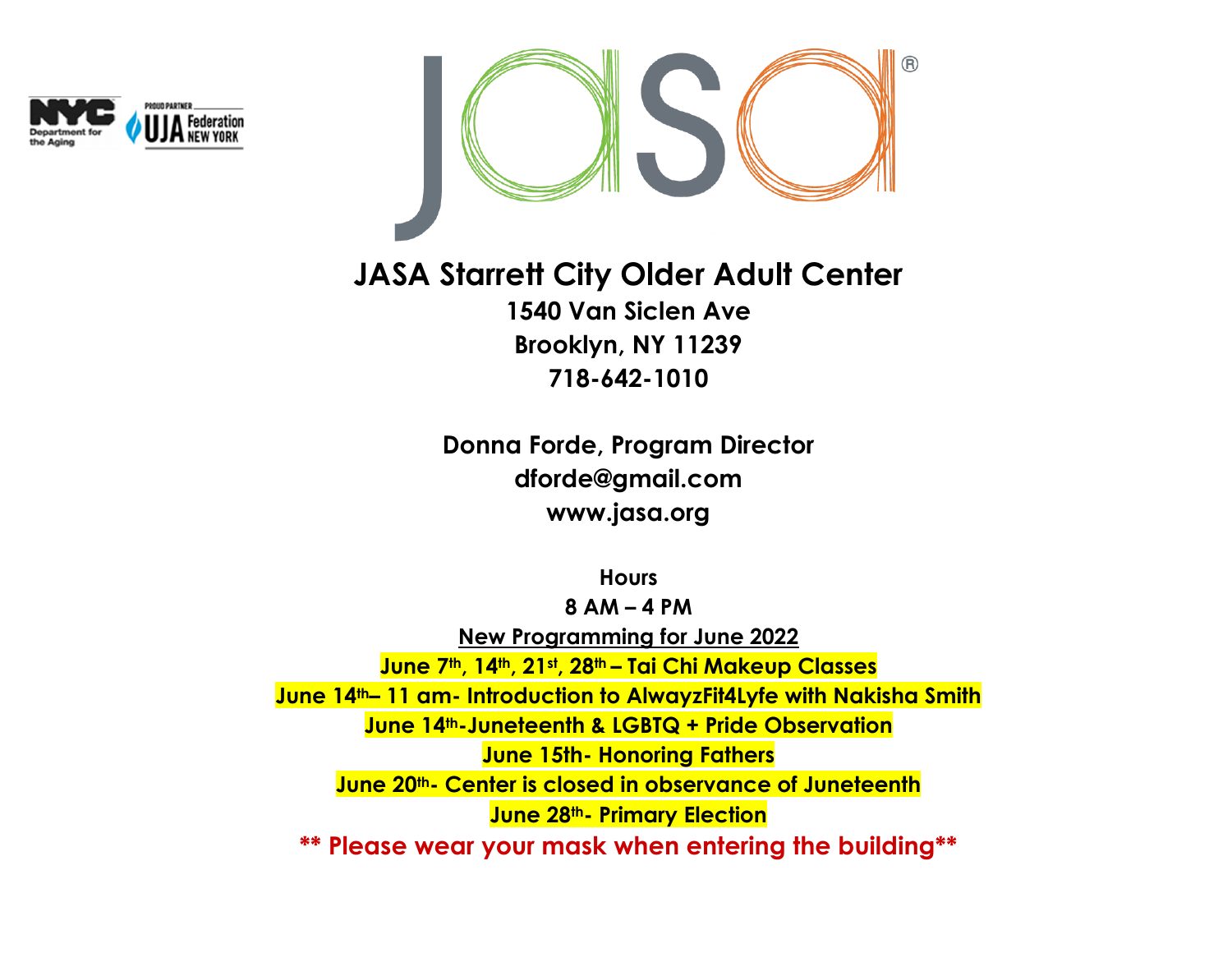# JASA Starrett City Older Adult Center

**1540 Van Siclen Ave**
**Brooklyn, NY 11239**
**718-642-1010**

**Donna Forde, Program Director**
**dforde@gmail.com**
**www.jasa.org**

**Hours**
**8 AM – 4 PM**

**New Programming for June 2022**

**June 7th, 14th, 21st, 28th – Tai Chi Makeup Classes**
**June 14th– 11 am- Introduction to AlwayzFit4Lyfe with Nakisha Smith**
**June 14th-Juneteenth & LGBTQ + Pride Observation**
**June 15th- Honoring Fathers**
**June 20th- Center is closed in observance of Juneteenth**
**June 28th- Primary Election**

**** Please wear your mask when entering the building****